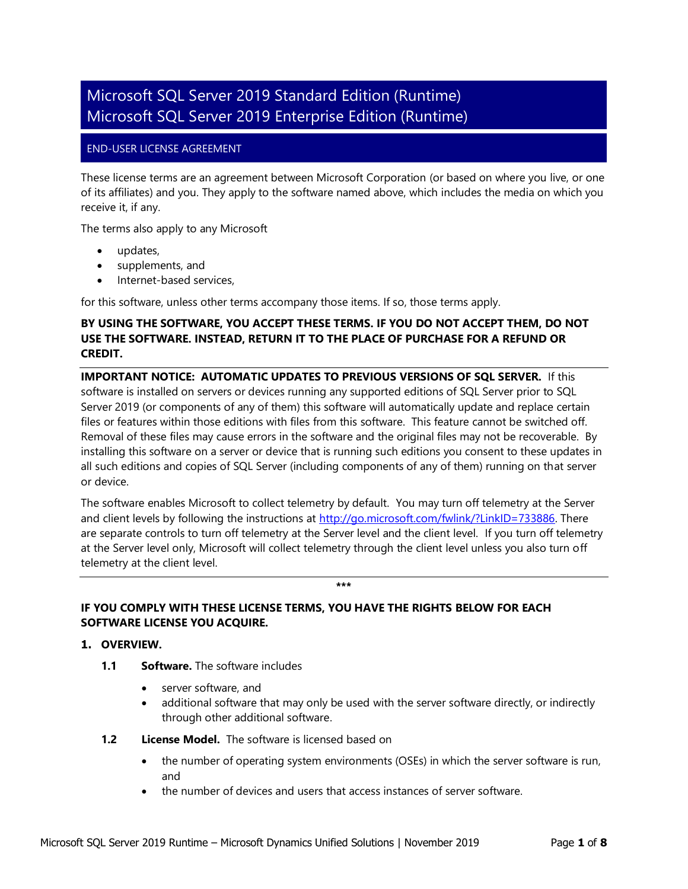# Microsoft SQL Server 2019 Standard Edition (Runtime)
# Microsoft SQL Server 2019 Enterprise Edition (Runtime)

## END-USER LICENSE AGREEMENT

These license terms are an agreement between Microsoft Corporation (or based on where you live, or one of its affiliates) and you. They apply to the software named above, which includes the media on which you receive it, if any.

The terms also apply to any Microsoft

- updates,
- supplements, and
- Internet-based services,

for this software, unless other terms accompany those items. If so, those terms apply.

**BY USING THE SOFTWARE, YOU ACCEPT THESE TERMS. IF YOU DO NOT ACCEPT THEM, DO NOT USE THE SOFTWARE. INSTEAD, RETURN IT TO THE PLACE OF PURCHASE FOR A REFUND OR CREDIT.**

---

**IMPORTANT NOTICE: AUTOMATIC UPDATES TO PREVIOUS VERSIONS OF SQL SERVER.** If this software is installed on servers or devices running any supported editions of SQL Server prior to SQL Server 2019 (or components of any of them) this software will automatically update and replace certain files or features within those editions with files from this software. This feature cannot be switched off. Removal of these files may cause errors in the software and the original files may not be recoverable. By installing this software on a server or device that is running such editions you consent to these updates in all such editions and copies of SQL Server (including components of any of them) running on that server or device.

The software enables Microsoft to collect telemetry by default. You may turn off telemetry at the Server and client levels by following the instructions at http://go.microsoft.com/fwlink/?LinkID=733886. There are separate controls to turn off telemetry at the Server level and the client level. If you turn off telemetry at the Server level only, Microsoft will collect telemetry through the client level unless you also turn off telemetry at the client level.

---

***

**IF YOU COMPLY WITH THESE LICENSE TERMS, YOU HAVE THE RIGHTS BELOW FOR EACH SOFTWARE LICENSE YOU ACQUIRE.**

**1. OVERVIEW.**

**1.1 Software.** The software includes

- server software, and
- additional software that may only be used with the server software directly, or indirectly through other additional software.

**1.2 License Model.** The software is licensed based on

- the number of operating system environments (OSEs) in which the server software is run, and
- the number of devices and users that access instances of server software.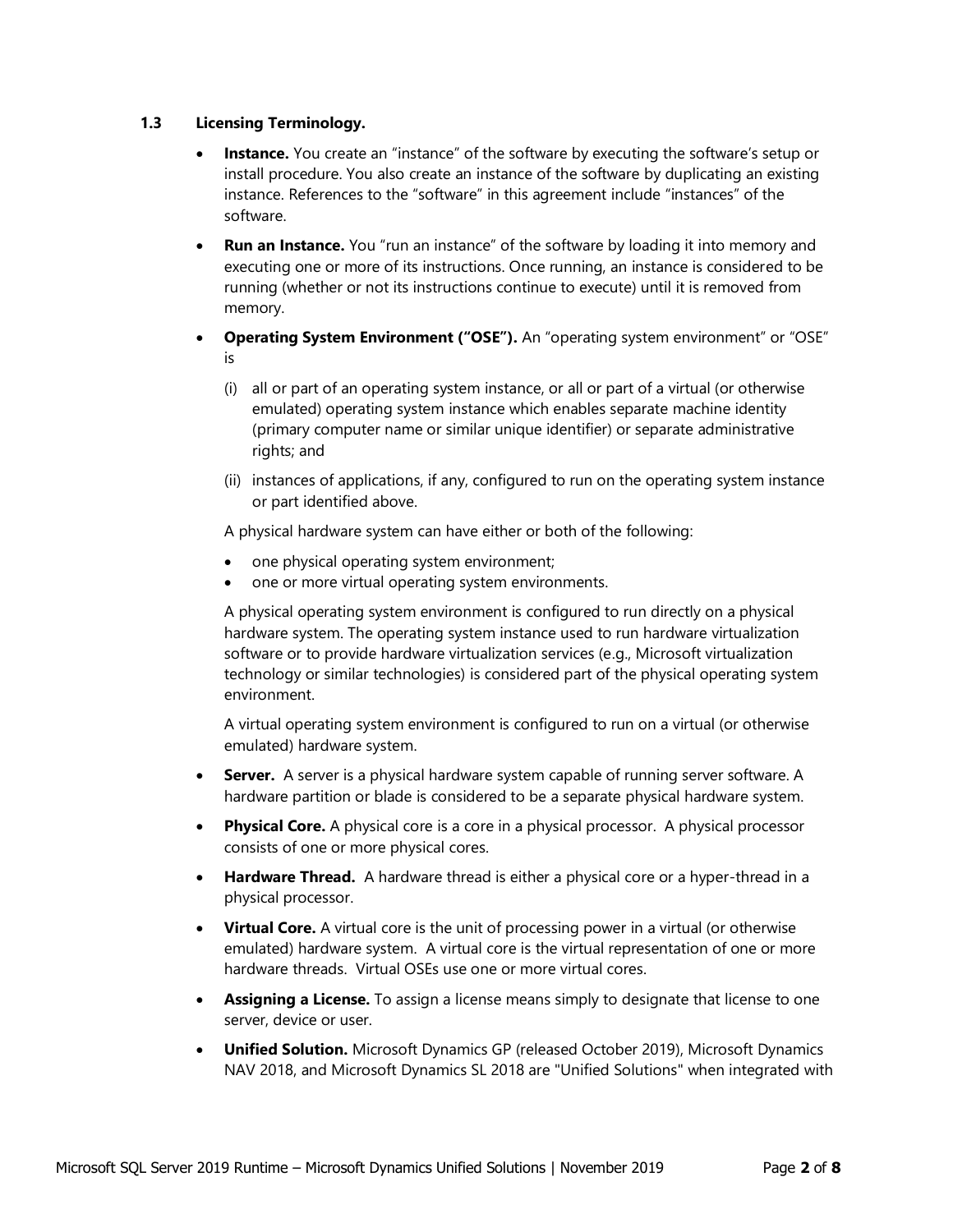### 1.3 Licensing Terminology.

- **Instance.** You create an "instance" of the software by executing the software's setup or install procedure. You also create an instance of the software by duplicating an existing instance. References to the "software" in this agreement include "instances" of the software.
- **Run an Instance.** You "run an instance" of the software by loading it into memory and executing one or more of its instructions. Once running, an instance is considered to be running (whether or not its instructions continue to execute) until it is removed from memory.
- **Operating System Environment ("OSE").** An "operating system environment" or "OSE" is

  (i) all or part of an operating system instance, or all or part of a virtual (or otherwise emulated) operating system instance which enables separate machine identity (primary computer name or similar unique identifier) or separate administrative rights; and

  (ii) instances of applications, if any, configured to run on the operating system instance or part identified above.

  A physical hardware system can have either or both of the following:

  - one physical operating system environment;
  - one or more virtual operating system environments.

  A physical operating system environment is configured to run directly on a physical hardware system. The operating system instance used to run hardware virtualization software or to provide hardware virtualization services (e.g., Microsoft virtualization technology or similar technologies) is considered part of the physical operating system environment.

  A virtual operating system environment is configured to run on a virtual (or otherwise emulated) hardware system.

- **Server.** A server is a physical hardware system capable of running server software. A hardware partition or blade is considered to be a separate physical hardware system.
- **Physical Core.** A physical core is a core in a physical processor. A physical processor consists of one or more physical cores.
- **Hardware Thread.** A hardware thread is either a physical core or a hyper-thread in a physical processor.
- **Virtual Core.** A virtual core is the unit of processing power in a virtual (or otherwise emulated) hardware system. A virtual core is the virtual representation of one or more hardware threads. Virtual OSEs use one or more virtual cores.
- **Assigning a License.** To assign a license means simply to designate that license to one server, device or user.
- **Unified Solution.** Microsoft Dynamics GP (released October 2019), Microsoft Dynamics NAV 2018, and Microsoft Dynamics SL 2018 are "Unified Solutions" when integrated with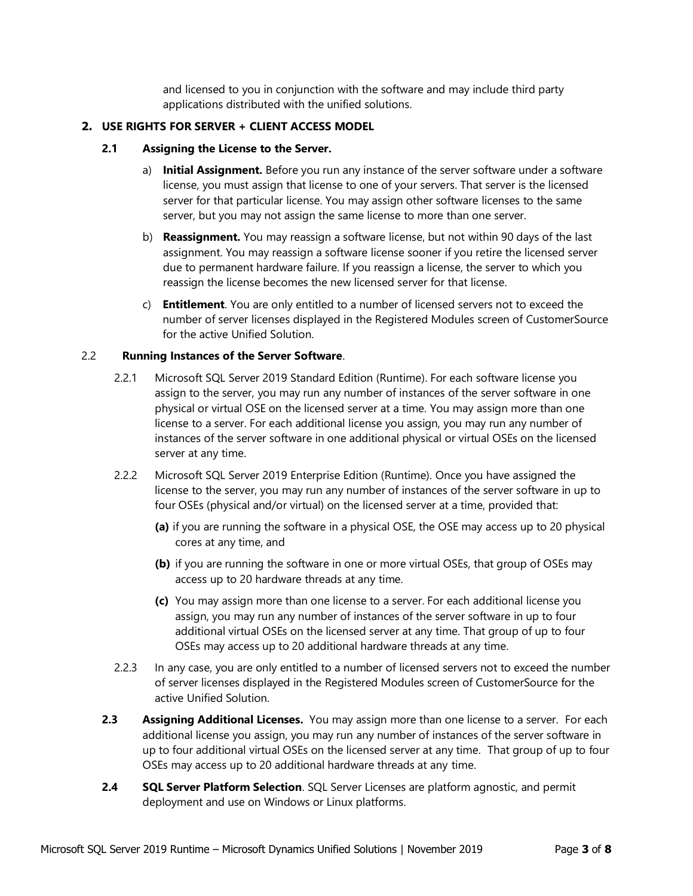and licensed to you in conjunction with the software and may include third party applications distributed with the unified solutions.

## 2. USE RIGHTS FOR SERVER + CLIENT ACCESS MODEL

### 2.1 Assigning the License to the Server.

a) **Initial Assignment.** Before you run any instance of the server software under a software license, you must assign that license to one of your servers. That server is the licensed server for that particular license. You may assign other software licenses to the same server, but you may not assign the same license to more than one server.

b) **Reassignment.** You may reassign a software license, but not within 90 days of the last assignment. You may reassign a software license sooner if you retire the licensed server due to permanent hardware failure. If you reassign a license, the server to which you reassign the license becomes the new licensed server for that license.

c) **Entitlement**. You are only entitled to a number of licensed servers not to exceed the number of server licenses displayed in the Registered Modules screen of CustomerSource for the active Unified Solution.

### 2.2 Running Instances of the Server Software.

2.2.1 Microsoft SQL Server 2019 Standard Edition (Runtime). For each software license you assign to the server, you may run any number of instances of the server software in one physical or virtual OSE on the licensed server at a time. You may assign more than one license to a server. For each additional license you assign, you may run any number of instances of the server software in one additional physical or virtual OSEs on the licensed server at any time.

2.2.2 Microsoft SQL Server 2019 Enterprise Edition (Runtime). Once you have assigned the license to the server, you may run any number of instances of the server software in up to four OSEs (physical and/or virtual) on the licensed server at a time, provided that:

**(a)** if you are running the software in a physical OSE, the OSE may access up to 20 physical cores at any time, and

**(b)** if you are running the software in one or more virtual OSEs, that group of OSEs may access up to 20 hardware threads at any time.

**(c)** You may assign more than one license to a server. For each additional license you assign, you may run any number of instances of the server software in up to four additional virtual OSEs on the licensed server at any time. That group of up to four OSEs may access up to 20 additional hardware threads at any time.

2.2.3 In any case, you are only entitled to a number of licensed servers not to exceed the number of server licenses displayed in the Registered Modules screen of CustomerSource for the active Unified Solution.

### 2.3 Assigning Additional Licenses.

You may assign more than one license to a server. For each additional license you assign, you may run any number of instances of the server software in up to four additional virtual OSEs on the licensed server at any time. That group of up to four OSEs may access up to 20 additional hardware threads at any time.

### 2.4 SQL Server Platform Selection.

SQL Server Licenses are platform agnostic, and permit deployment and use on Windows or Linux platforms.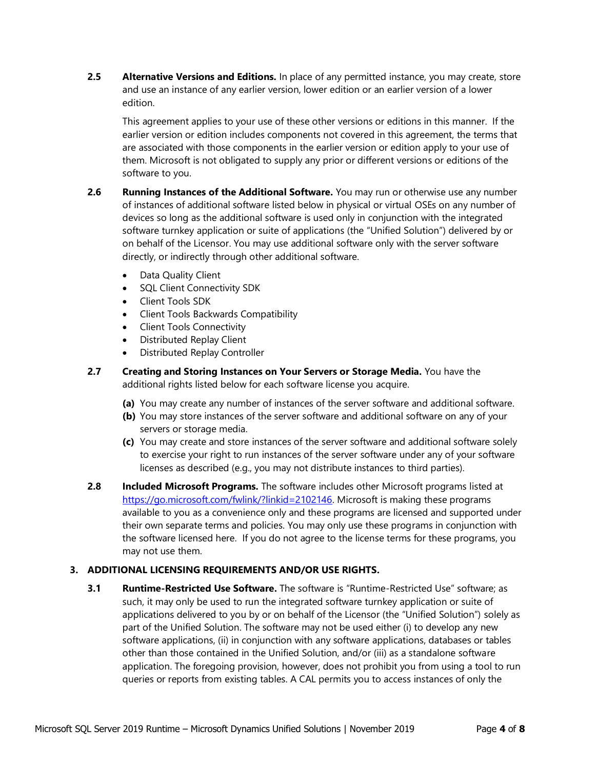**2.5 Alternative Versions and Editions.** In place of any permitted instance, you may create, store and use an instance of any earlier version, lower edition or an earlier version of a lower edition.

This agreement applies to your use of these other versions or editions in this manner. If the earlier version or edition includes components not covered in this agreement, the terms that are associated with those components in the earlier version or edition apply to your use of them. Microsoft is not obligated to supply any prior or different versions or editions of the software to you.

**2.6 Running Instances of the Additional Software.** You may run or otherwise use any number of instances of additional software listed below in physical or virtual OSEs on any number of devices so long as the additional software is used only in conjunction with the integrated software turnkey application or suite of applications (the "Unified Solution") delivered by or on behalf of the Licensor. You may use additional software only with the server software directly, or indirectly through other additional software.

- Data Quality Client
- SQL Client Connectivity SDK
- Client Tools SDK
- Client Tools Backwards Compatibility
- Client Tools Connectivity
- Distributed Replay Client
- Distributed Replay Controller

**2.7 Creating and Storing Instances on Your Servers or Storage Media.** You have the additional rights listed below for each software license you acquire.

**(a)** You may create any number of instances of the server software and additional software.

**(b)** You may store instances of the server software and additional software on any of your servers or storage media.

**(c)** You may create and store instances of the server software and additional software solely to exercise your right to run instances of the server software under any of your software licenses as described (e.g., you may not distribute instances to third parties).

**2.8 Included Microsoft Programs.** The software includes other Microsoft programs listed at https://go.microsoft.com/fwlink/?linkid=2102146. Microsoft is making these programs available to you as a convenience only and these programs are licensed and supported under their own separate terms and policies. You may only use these programs in conjunction with the software licensed here. If you do not agree to the license terms for these programs, you may not use them.

## 3. ADDITIONAL LICENSING REQUIREMENTS AND/OR USE RIGHTS.

**3.1 Runtime-Restricted Use Software.** The software is "Runtime-Restricted Use" software; as such, it may only be used to run the integrated software turnkey application or suite of applications delivered to you by or on behalf of the Licensor (the "Unified Solution") solely as part of the Unified Solution. The software may not be used either (i) to develop any new software applications, (ii) in conjunction with any software applications, databases or tables other than those contained in the Unified Solution, and/or (iii) as a standalone software application. The foregoing provision, however, does not prohibit you from using a tool to run queries or reports from existing tables. A CAL permits you to access instances of only the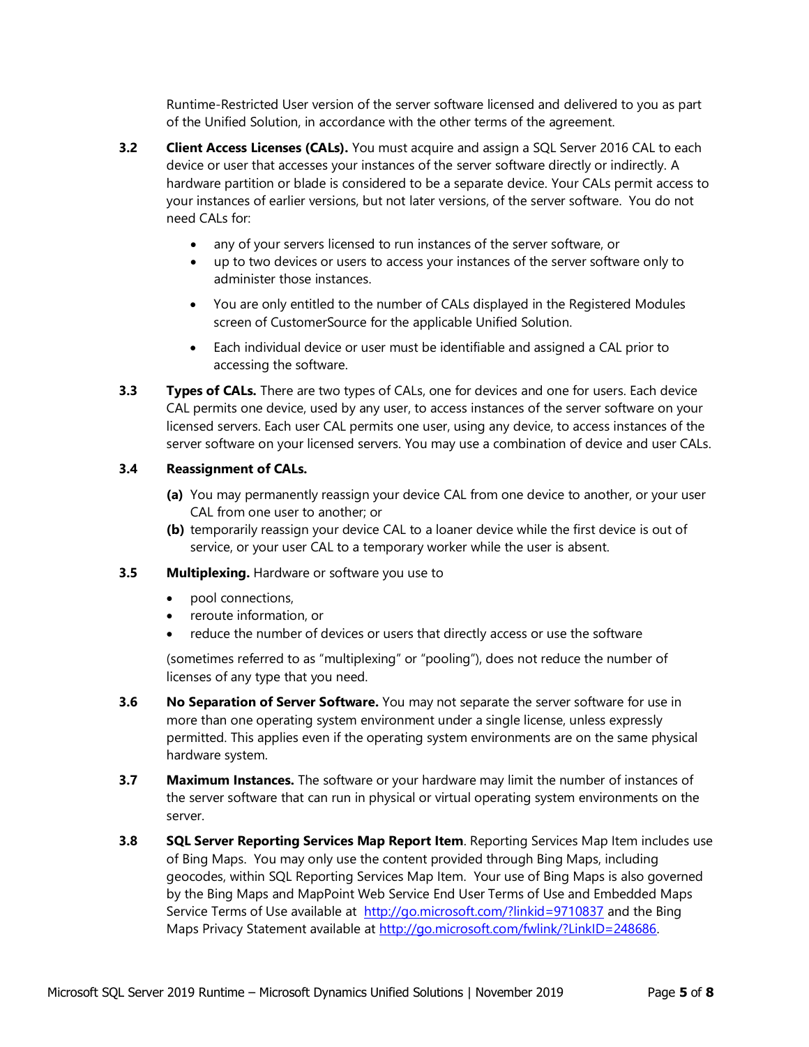Runtime-Restricted User version of the server software licensed and delivered to you as part of the Unified Solution, in accordance with the other terms of the agreement.

**3.2 Client Access Licenses (CALs).** You must acquire and assign a SQL Server 2016 CAL to each device or user that accesses your instances of the server software directly or indirectly. A hardware partition or blade is considered to be a separate device. Your CALs permit access to your instances of earlier versions, but not later versions, of the server software. You do not need CALs for:

- any of your servers licensed to run instances of the server software, or
- up to two devices or users to access your instances of the server software only to administer those instances.
- You are only entitled to the number of CALs displayed in the Registered Modules screen of CustomerSource for the applicable Unified Solution.
- Each individual device or user must be identifiable and assigned a CAL prior to accessing the software.

**3.3 Types of CALs.** There are two types of CALs, one for devices and one for users. Each device CAL permits one device, used by any user, to access instances of the server software on your licensed servers. Each user CAL permits one user, using any device, to access instances of the server software on your licensed servers. You may use a combination of device and user CALs.

**3.4 Reassignment of CALs.**

**(a)** You may permanently reassign your device CAL from one device to another, or your user CAL from one user to another; or

**(b)** temporarily reassign your device CAL to a loaner device while the first device is out of service, or your user CAL to a temporary worker while the user is absent.

**3.5 Multiplexing.** Hardware or software you use to

- pool connections,
- reroute information, or
- reduce the number of devices or users that directly access or use the software

(sometimes referred to as "multiplexing" or "pooling"), does not reduce the number of licenses of any type that you need.

**3.6 No Separation of Server Software.** You may not separate the server software for use in more than one operating system environment under a single license, unless expressly permitted. This applies even if the operating system environments are on the same physical hardware system.

**3.7 Maximum Instances.** The software or your hardware may limit the number of instances of the server software that can run in physical or virtual operating system environments on the server.

**3.8 SQL Server Reporting Services Map Report Item**. Reporting Services Map Item includes use of Bing Maps. You may only use the content provided through Bing Maps, including geocodes, within SQL Reporting Services Map Item. Your use of Bing Maps is also governed by the Bing Maps and MapPoint Web Service End User Terms of Use and Embedded Maps Service Terms of Use available at [http://go.microsoft.com/?linkid=9710837](http://go.microsoft.com/?linkid=9710837) and the Bing Maps Privacy Statement available at [http://go.microsoft.com/fwlink/?LinkID=248686](http://go.microsoft.com/fwlink/?LinkID=248686).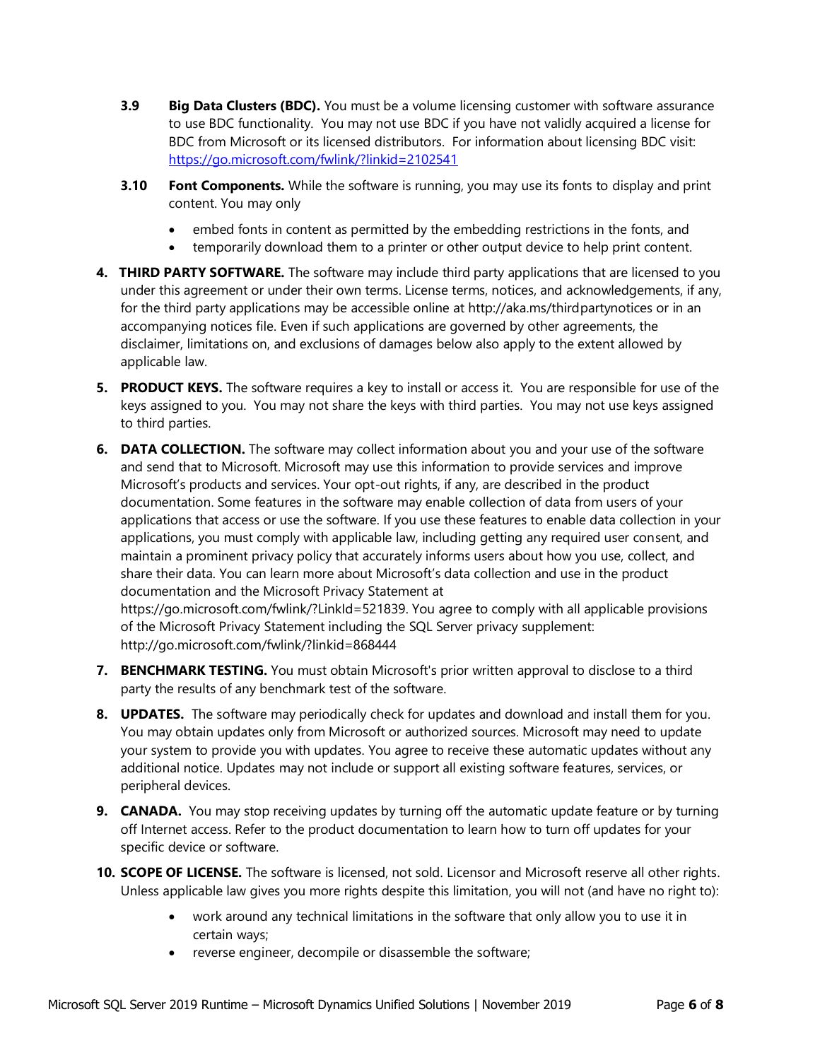**3.9 Big Data Clusters (BDC).** You must be a volume licensing customer with software assurance to use BDC functionality. You may not use BDC if you have not validly acquired a license for BDC from Microsoft or its licensed distributors. For information about licensing BDC visit: [https://go.microsoft.com/fwlink/?linkid=2102541](https://go.microsoft.com/fwlink/?linkid=2102541)

**3.10 Font Components.** While the software is running, you may use its fonts to display and print content. You may only

- embed fonts in content as permitted by the embedding restrictions in the fonts, and
- temporarily download them to a printer or other output device to help print content.

4. **THIRD PARTY SOFTWARE.** The software may include third party applications that are licensed to you under this agreement or under their own terms. License terms, notices, and acknowledgements, if any, for the third party applications may be accessible online at http://aka.ms/thirdpartynotices or in an accompanying notices file. Even if such applications are governed by other agreements, the disclaimer, limitations on, and exclusions of damages below also apply to the extent allowed by applicable law.

5. **PRODUCT KEYS.** The software requires a key to install or access it. You are responsible for use of the keys assigned to you. You may not share the keys with third parties. You may not use keys assigned to third parties.

6. **DATA COLLECTION.** The software may collect information about you and your use of the software and send that to Microsoft. Microsoft may use this information to provide services and improve Microsoft's products and services. Your opt-out rights, if any, are described in the product documentation. Some features in the software may enable collection of data from users of your applications that access or use the software. If you use these features to enable data collection in your applications, you must comply with applicable law, including getting any required user consent, and maintain a prominent privacy policy that accurately informs users about how you use, collect, and share their data. You can learn more about Microsoft's data collection and use in the product documentation and the Microsoft Privacy Statement at https://go.microsoft.com/fwlink/?LinkId=521839. You agree to comply with all applicable provisions of the Microsoft Privacy Statement including the SQL Server privacy supplement: http://go.microsoft.com/fwlink/?linkid=868444

7. **BENCHMARK TESTING.** You must obtain Microsoft's prior written approval to disclose to a third party the results of any benchmark test of the software.

8. **UPDATES.** The software may periodically check for updates and download and install them for you. You may obtain updates only from Microsoft or authorized sources. Microsoft may need to update your system to provide you with updates. You agree to receive these automatic updates without any additional notice. Updates may not include or support all existing software features, services, or peripheral devices.

9. **CANADA.** You may stop receiving updates by turning off the automatic update feature or by turning off Internet access. Refer to the product documentation to learn how to turn off updates for your specific device or software.

10. **SCOPE OF LICENSE.** The software is licensed, not sold. Licensor and Microsoft reserve all other rights. Unless applicable law gives you more rights despite this limitation, you will not (and have no right to):

    - work around any technical limitations in the software that only allow you to use it in certain ways;
    - reverse engineer, decompile or disassemble the software;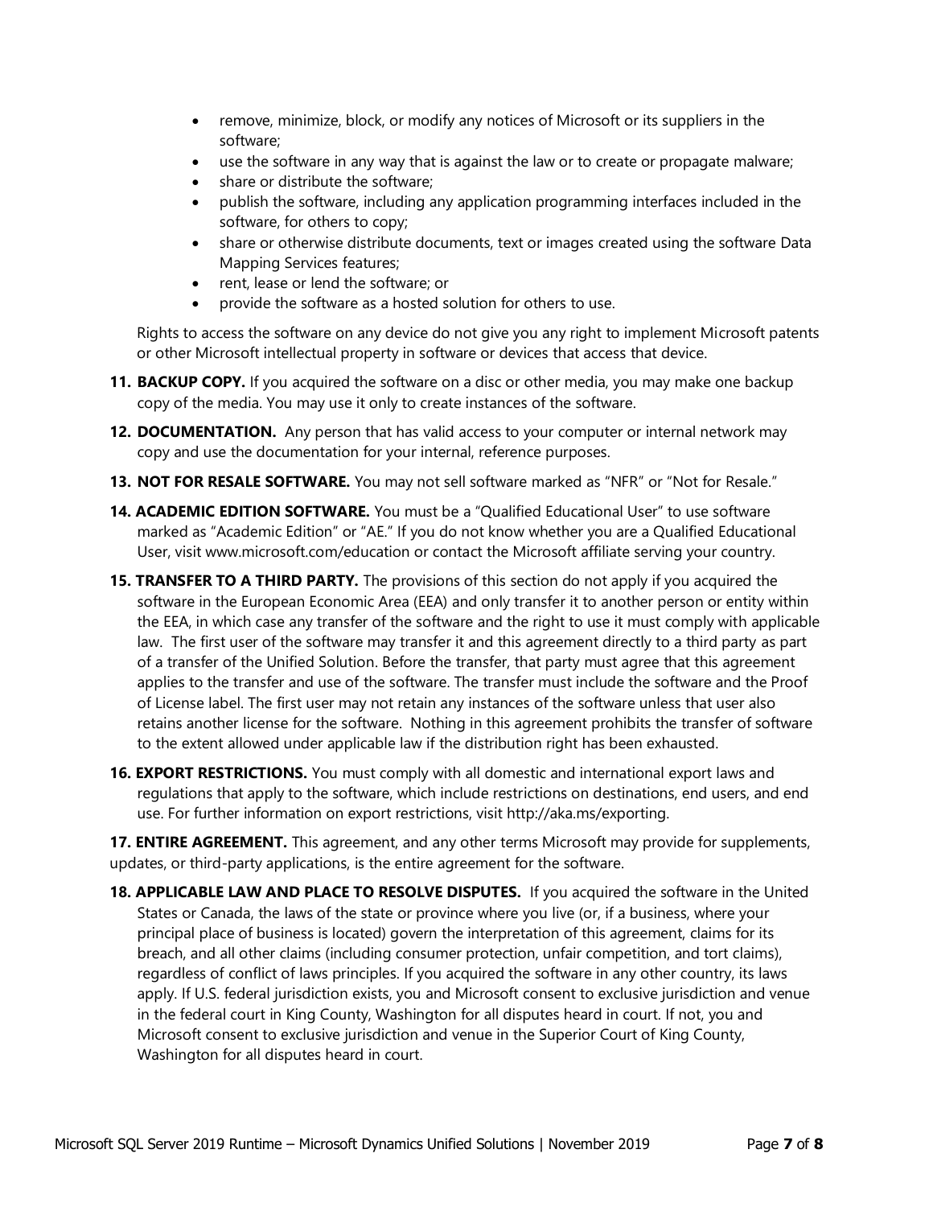- remove, minimize, block, or modify any notices of Microsoft or its suppliers in the software;
- use the software in any way that is against the law or to create or propagate malware;
- share or distribute the software;
- publish the software, including any application programming interfaces included in the software, for others to copy;
- share or otherwise distribute documents, text or images created using the software Data Mapping Services features;
- rent, lease or lend the software; or
- provide the software as a hosted solution for others to use.

Rights to access the software on any device do not give you any right to implement Microsoft patents or other Microsoft intellectual property in software or devices that access that device.

11. **BACKUP COPY.** If you acquired the software on a disc or other media, you may make one backup copy of the media. You may use it only to create instances of the software.
12. **DOCUMENTATION.** Any person that has valid access to your computer or internal network may copy and use the documentation for your internal, reference purposes.
13. **NOT FOR RESALE SOFTWARE.** You may not sell software marked as "NFR" or "Not for Resale."
14. **ACADEMIC EDITION SOFTWARE.** You must be a "Qualified Educational User" to use software marked as "Academic Edition" or "AE." If you do not know whether you are a Qualified Educational User, visit www.microsoft.com/education or contact the Microsoft affiliate serving your country.
15. **TRANSFER TO A THIRD PARTY.** The provisions of this section do not apply if you acquired the software in the European Economic Area (EEA) and only transfer it to another person or entity within the EEA, in which case any transfer of the software and the right to use it must comply with applicable law. The first user of the software may transfer it and this agreement directly to a third party as part of a transfer of the Unified Solution. Before the transfer, that party must agree that this agreement applies to the transfer and use of the software. The transfer must include the software and the Proof of License label. The first user may not retain any instances of the software unless that user also retains another license for the software. Nothing in this agreement prohibits the transfer of software to the extent allowed under applicable law if the distribution right has been exhausted.
16. **EXPORT RESTRICTIONS.** You must comply with all domestic and international export laws and regulations that apply to the software, which include restrictions on destinations, end users, and end use. For further information on export restrictions, visit http://aka.ms/exporting.
17. **ENTIRE AGREEMENT.** This agreement, and any other terms Microsoft may provide for supplements, updates, or third-party applications, is the entire agreement for the software.
18. **APPLICABLE LAW AND PLACE TO RESOLVE DISPUTES.** If you acquired the software in the United States or Canada, the laws of the state or province where you live (or, if a business, where your principal place of business is located) govern the interpretation of this agreement, claims for its breach, and all other claims (including consumer protection, unfair competition, and tort claims), regardless of conflict of laws principles. If you acquired the software in any other country, its laws apply. If U.S. federal jurisdiction exists, you and Microsoft consent to exclusive jurisdiction and venue in the federal court in King County, Washington for all disputes heard in court. If not, you and Microsoft consent to exclusive jurisdiction and venue in the Superior Court of King County, Washington for all disputes heard in court.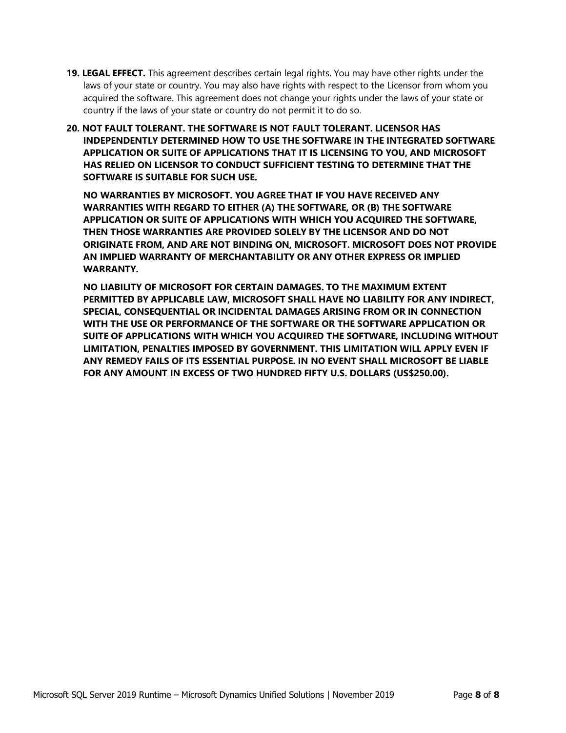**19. LEGAL EFFECT.** This agreement describes certain legal rights. You may have other rights under the laws of your state or country. You may also have rights with respect to the Licensor from whom you acquired the software. This agreement does not change your rights under the laws of your state or country if the laws of your state or country do not permit it to do so.

**20. NOT FAULT TOLERANT. THE SOFTWARE IS NOT FAULT TOLERANT. LICENSOR HAS INDEPENDENTLY DETERMINED HOW TO USE THE SOFTWARE IN THE INTEGRATED SOFTWARE APPLICATION OR SUITE OF APPLICATIONS THAT IT IS LICENSING TO YOU, AND MICROSOFT HAS RELIED ON LICENSOR TO CONDUCT SUFFICIENT TESTING TO DETERMINE THAT THE SOFTWARE IS SUITABLE FOR SUCH USE.**

**NO WARRANTIES BY MICROSOFT. YOU AGREE THAT IF YOU HAVE RECEIVED ANY WARRANTIES WITH REGARD TO EITHER (A) THE SOFTWARE, OR (B) THE SOFTWARE APPLICATION OR SUITE OF APPLICATIONS WITH WHICH YOU ACQUIRED THE SOFTWARE, THEN THOSE WARRANTIES ARE PROVIDED SOLELY BY THE LICENSOR AND DO NOT ORIGINATE FROM, AND ARE NOT BINDING ON, MICROSOFT. MICROSOFT DOES NOT PROVIDE AN IMPLIED WARRANTY OF MERCHANTABILITY OR ANY OTHER EXPRESS OR IMPLIED WARRANTY.**

**NO LIABILITY OF MICROSOFT FOR CERTAIN DAMAGES. TO THE MAXIMUM EXTENT PERMITTED BY APPLICABLE LAW, MICROSOFT SHALL HAVE NO LIABILITY FOR ANY INDIRECT, SPECIAL, CONSEQUENTIAL OR INCIDENTAL DAMAGES ARISING FROM OR IN CONNECTION WITH THE USE OR PERFORMANCE OF THE SOFTWARE OR THE SOFTWARE APPLICATION OR SUITE OF APPLICATIONS WITH WHICH YOU ACQUIRED THE SOFTWARE, INCLUDING WITHOUT LIMITATION, PENALTIES IMPOSED BY GOVERNMENT. THIS LIMITATION WILL APPLY EVEN IF ANY REMEDY FAILS OF ITS ESSENTIAL PURPOSE. IN NO EVENT SHALL MICROSOFT BE LIABLE FOR ANY AMOUNT IN EXCESS OF TWO HUNDRED FIFTY U.S. DOLLARS (US$250.00).**